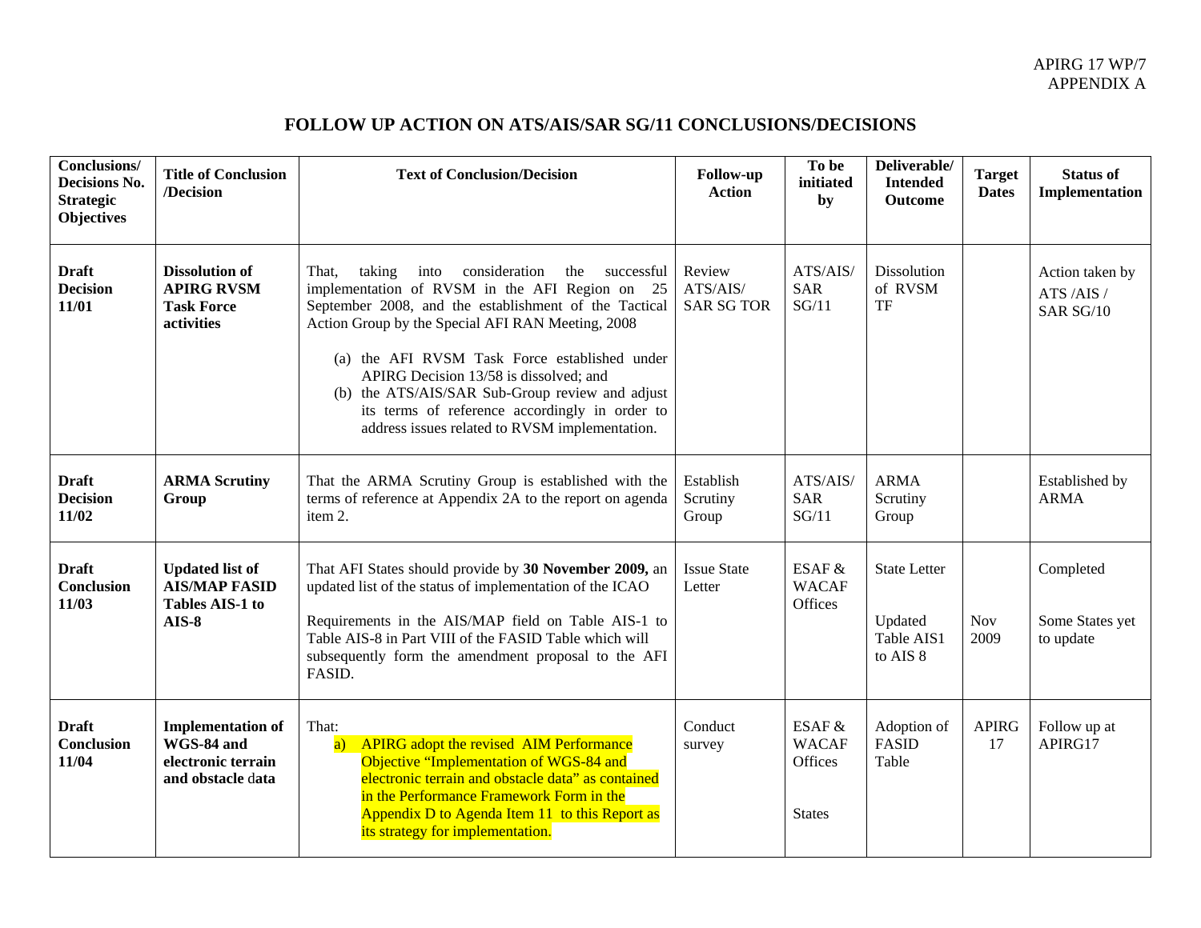APIRG 17 WP/7
APPENDIX A

# FOLLOW UP ACTION ON ATS/AIS/SAR SG/11 CONCLUSIONS/DECISIONS

| Conclusions/ Decisions No. Strategic Objectives | Title of Conclusion /Decision | Text of Conclusion/Decision | Follow-up Action | To be intiated by | Deliverable/ Intended Outcome | Target Dates | Status of Implementation |
|---|---|---|---|---|---|---|---|
| **Draft Decision 11/01** | **Dissolution of APIRG RVSM Task Force activities** | That, taking into consideration the successful implementation of RVSM in the AFI Region on 25 September 2008, and the establishment of the Tactical Action Group by the Special AFI RAN Meeting, 2008<br><br>(a) the AFI RVSM Task Force established under APIRG Decision 13/58 is dissolved; and<br>(b) the ATS/AIS/SAR Sub-Group review and adjust its terms of reference accordingly in order to address issues related to RVSM implementation. | Review ATS/AIS/ SAR SG TOR | ATS/AIS/ SAR SG/11 | Dissolution of RVSM TF | | Action taken by ATS /AIS / SAR SG/10 |
| **Draft Decision 11/02** | **ARMA Scrutiny Group** | That the ARMA Scrutiny Group is established with the terms of reference at Appendix 2A to the report on agenda item 2. | Establish Scrutiny Group | ATS/AIS/ SAR SG/11 | ARMA Scrutiny Group | | Established by ARMA |
| **Draft Conclusion 11/03** | **Updated list of AIS/MAP FASID Tables AIS-1 to AIS-8** | That AFI States should provide by **30 November 2009,** an updated list of the status of implementation of the ICAO<br><br>Requirements in the AIS/MAP field on Table AIS-1 to Table AIS-8 in Part VIII of the FASID Table which will subsequently form the amendment proposal to the AFI FASID. | Issue State Letter | ESAF & WACAF Offices | State Letter<br><br>Updated Table AIS1 to AIS 8 | Nov 2009 | Completed<br><br>Some States yet to update |
| **Draft Conclusion 11/04** | **Implementation of WGS-84 and electronic terrain and obstacle data** | That:<br>a) APIRG adopt the revised AIM Performance Objective "Implementation of WGS-84 and electronic terrain and obstacle data" as contained in the Performance Framework Form in the Appendix D to Agenda Item 11 to this Report as its strategy for implementation. | Conduct survey | ESAF & WACAF Offices<br><br>States | Adoption of FASID Table | APIRG 17 | Follow up at APIRG17 |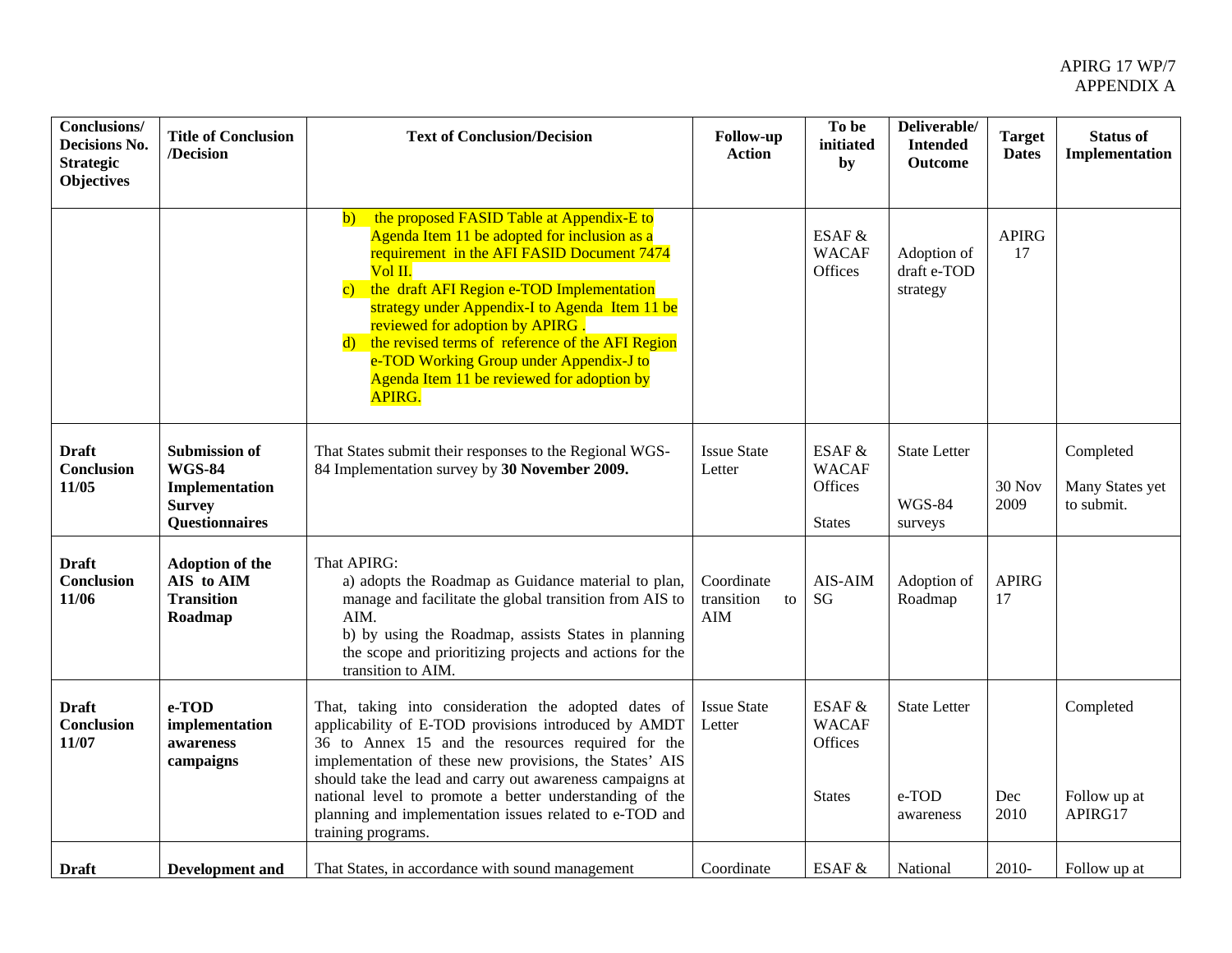| Conclusions/ Decisions No. Strategic Objectives | Title of Conclusion /Decision | Text of Conclusion/Decision | Follow-up Action | To be initiated by | Deliverable/ Intended Outcome | Target Dates | Status of Implementation |
|---|---|---|---|---|---|---|---|
| | | b) the proposed FASID Table at Appendix-E to Agenda Item 11 be adopted for inclusion as a requirement in the AFI FASID Document 7474 Vol II.<br>c) the draft AFI Region e-TOD Implementation strategy under Appendix-I to Agenda Item 11 be reviewed for adoption by APIRG .<br>d) the revised terms of reference of the AFI Region e-TOD Working Group under Appendix-J to Agenda Item 11 be reviewed for adoption by APIRG. | | ESAF & WACAF Offices | Adoption of draft e-TOD strategy | APIRG 17 | |
| **Draft Conclusion 11/05** | **Submission of WGS-84 Implementation Survey Questionnaires** | That States submit their responses to the Regional WGS-84 Implementation survey by **30 November 2009.** | Issue State Letter | ESAF & WACAF Offices<br><br>States | State Letter<br><br>WGS-84 surveys | 30 Nov 2009 | Completed<br><br>Many States yet to submit. |
| **Draft Conclusion 11/06** | **Adoption of the AIS to AIM Transition Roadmap** | That APIRG:<br>a) adopts the Roadmap as Guidance material to plan, manage and facilitate the global transition from AIS to AIM.<br>b) by using the Roadmap, assists States in planning the scope and prioritizing projects and actions for the transition to AIM. | Coordinate transition to AIM | AIS-AIM SG | Adoption of Roadmap | APIRG 17 | |
| **Draft Conclusion 11/07** | **e-TOD implementation awareness campaigns** | That, taking into consideration the adopted dates of applicability of E-TOD provisions introduced by AMDT 36 to Annex 15 and the resources required for the implementation of these new provisions, the States' AIS should take the lead and carry out awareness campaigns at national level to promote a better understanding of the planning and implementation issues related to e-TOD and training programs. | Issue State Letter | ESAF & WACAF Offices<br><br>States | State Letter<br><br>e-TOD awareness | Dec 2010 | Completed<br><br>Follow up at APIRG17 |
| **Draft** | **Development and** | That States, in accordance with sound management | Coordinate | ESAF & | National | 2010- | Follow up at |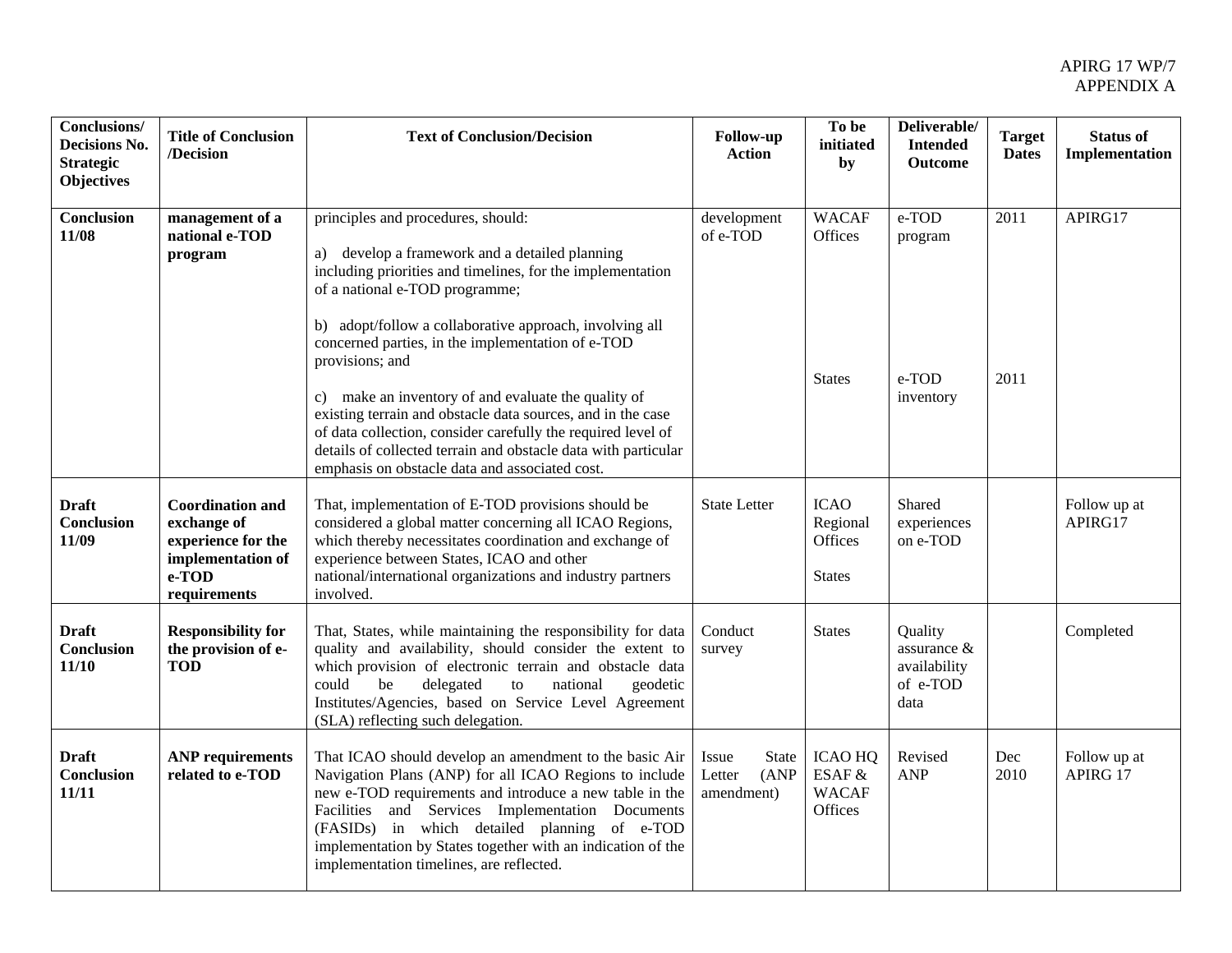| Conclusions/ Decisions No. Strategic Objectives | Title of Conclusion /Decision | Text of Conclusion/Decision | Follow-up Action | To be initiated by | Deliverable/ Intended Outcome | Target Dates | Status of Implementation |
|---|---|---|---|---|---|---|---|
| **Conclusion 11/08** | **management of a national e-TOD program** | principles and procedures, should:<br><br>a) develop a framework and a detailed planning including priorities and timelines, for the implementation of a national e-TOD programme;<br><br>b) adopt/follow a collaborative approach, involving all concerned parties, in the implementation of e-TOD provisions; and<br><br>c) make an inventory of and evaluate the quality of existing terrain and obstacle data sources, and in the case of data collection, consider carefully the required level of details of collected terrain and obstacle data with particular emphasis on obstacle data and associated cost. | development of e-TOD | WACAF Offices<br><br>States | e-TOD program<br><br>e-TOD inventory | 2011<br><br>2011 | APIRG17 |
| **Draft Conclusion 11/09** | **Coordination and exchange of experience for the implementation of e-TOD requirements** | That, implementation of E-TOD provisions should be considered a global matter concerning all ICAO Regions, which thereby necessitates coordination and exchange of experience between States, ICAO and other national/international organizations and industry partners involved. | State Letter | ICAO Regional Offices<br><br>States | Shared experiences on e-TOD | | Follow up at APIRG17 |
| **Draft Conclusion 11/10** | **Responsibility for the provision of e-TOD** | That, States, while maintaining the responsibility for data quality and availability, should consider the extent to which provision of electronic terrain and obstacle data could be delegated to national geodetic Institutes/Agencies, based on Service Level Agreement (SLA) reflecting such delegation. | Conduct survey | States | Quality assurance & availability of e-TOD data | | Completed |
| **Draft Conclusion 11/11** | **ANP requirements related to e-TOD** | That ICAO should develop an amendment to the basic Air Navigation Plans (ANP) for all ICAO Regions to include new e-TOD requirements and introduce a new table in the Facilities and Services Implementation Documents (FASIDs) in which detailed planning of e-TOD implementation by States together with an indication of the implementation timelines, are reflected. | Issue State Letter (ANP amendment) | ICAO HQ ESAF & WACAF Offices | Revised ANP | Dec 2010 | Follow up at APIRG 17 |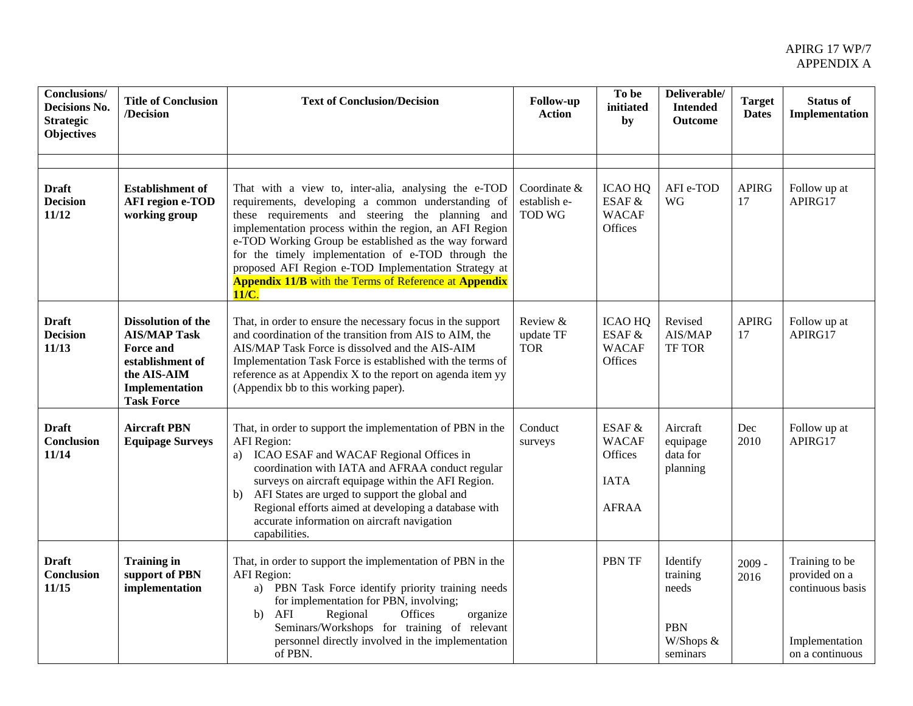| Conclusions/ Decisions No. Strategic Objectives | Title of Conclusion /Decision | Text of Conclusion/Decision | Follow-up Action | To be initiated by | Deliverable/ Intended Outcome | Target Dates | Status of Implementation |
|---|---|---|---|---|---|---|---|
| | | | | | | | |
| **Draft Decision 11/12** | **Establishment of AFI region e-TOD working group** | That with a view to, inter-alia, analysing the e-TOD requirements, developing a common understanding of these requirements and steering the planning and implementation process within the region, an AFI Region e-TOD Working Group be established as the way forward for the timely implementation of e-TOD through the proposed AFI Region e-TOD Implementation Strategy at **Appendix 11/B** with the Terms of Reference at **Appendix 11/C**. | Coordinate & establish e-TOD WG | ICAO HQ ESAF & WACAF Offices | AFI e-TOD WG | APIRG 17 | Follow up at APIRG17 |
| **Draft Decision 11/13** | **Dissolution of the AIS/MAP Task Force and establishment of the AIS-AIM Implementation Task Force** | That, in order to ensure the necessary focus in the support and coordination of the transition from AIS to AIM, the AIS/MAP Task Force is dissolved and the AIS-AIM Implementation Task Force is established with the terms of reference as at Appendix X to the report on agenda item yy (Appendix bb to this working paper). | Review & update TF TOR | ICAO HQ ESAF & WACAF Offices | Revised AIS/MAP TF TOR | APIRG 17 | Follow up at APIRG17 |
| **Draft Conclusion 11/14** | **Aircraft PBN Equipage Surveys** | That, in order to support the implementation of PBN in the AFI Region:<br>a) ICAO ESAF and WACAF Regional Offices in coordination with IATA and AFRAA conduct regular surveys on aircraft equipage within the AFI Region.<br>b) AFI States are urged to support the global and Regional efforts aimed at developing a database with accurate information on aircraft navigation capabilities. | Conduct surveys | ESAF & WACAF Offices<br><br>IATA<br><br>AFRAA | Aircraft equipage data for planning | Dec 2010 | Follow up at APIRG17 |
| **Draft Conclusion 11/15** | **Training in support of PBN implementation** | That, in order to support the implementation of PBN in the AFI Region:<br>a) PBN Task Force identify priority training needs for implementation for PBN, involving;<br>b) AFI Regional Offices organize Seminars/Workshops for training of relevant personnel directly involved in the implementation of PBN. | | PBN TF | Identify training needs<br><br>PBN W/Shops & seminars | 2009 - 2016 | Training to be provided on a continuous basis<br><br>Implementation on a continuous |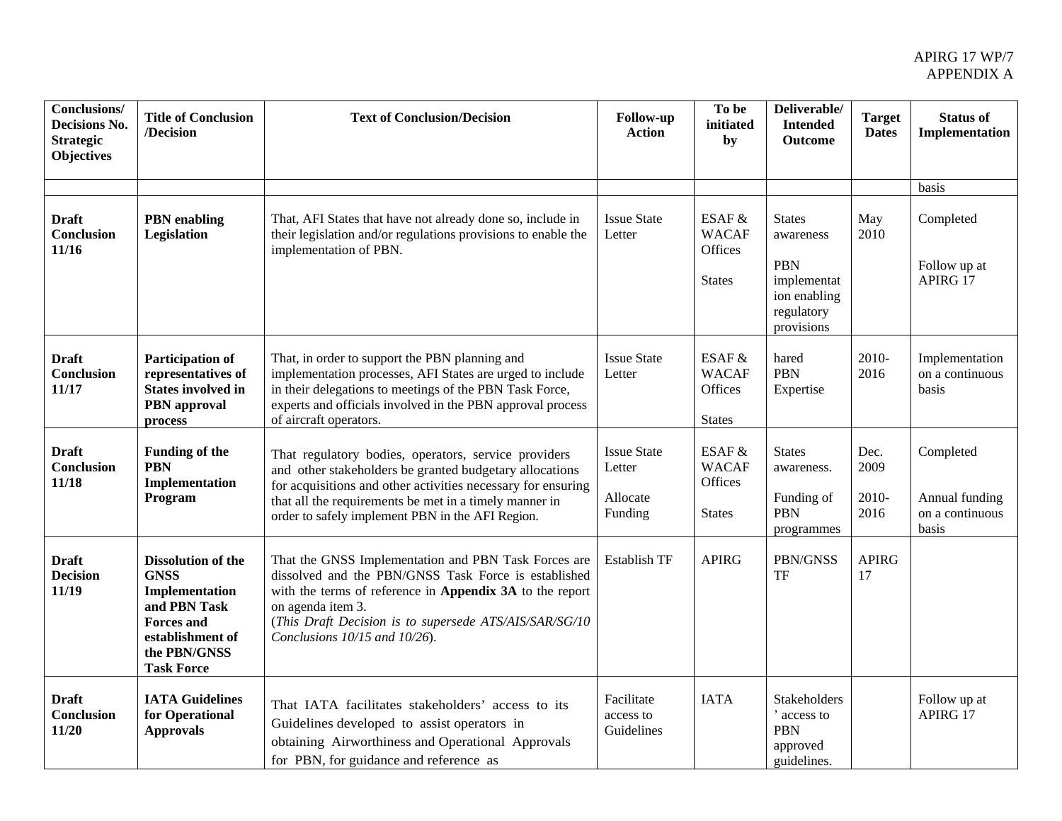| Conclusions/ Decisions No. Strategic Objectives | Title of Conclusion /Decision | Text of Conclusion/Decision | Follow-up Action | To be initiated by | Deliverable/ Intended Outcome | Target Dates | Status of Implementation |
|---|---|---|---|---|---|---|---|
| | | | | | | | basis |
| **Draft Conclusion 11/16** | **PBN enabling Legislation** | That, AFI States that have not already done so, include in their legislation and/or regulations provisions to enable the implementation of PBN. | Issue State Letter | ESAF & WACAF Offices<br><br>States | States awareness<br><br>PBN implementation enabling regulatory provisions | May 2010 | Completed<br><br>Follow up at APIRG 17 |
| **Draft Conclusion 11/17** | **Participation of representatives of States involved in PBN approval process** | That, in order to support the PBN planning and implementation processes, AFI States are urged to include in their delegations to meetings of the PBN Task Force, experts and officials involved in the PBN approval process of aircraft operators. | Issue State Letter | ESAF & WACAF Offices<br><br>States | hared PBN Expertise | 2010-2016 | Implementation on a continuous basis |
| **Draft Conclusion 11/18** | **Funding of the PBN Implementation Program** | That regulatory bodies, operators, service providers and other stakeholders be granted budgetary allocations for acquisitions and other activities necessary for ensuring that all the requirements be met in a timely manner in order to safely implement PBN in the AFI Region. | Issue State Letter<br><br>Allocate Funding | ESAF & WACAF Offices<br><br>States | States awareness.<br><br>Funding of PBN programmes | Dec. 2009<br><br>2010-2016 | Completed<br><br>Annual funding on a continuous basis |
| **Draft Decision 11/19** | **Dissolution of the GNSS Implementation and PBN Task Forces and establishment of the PBN/GNSS Task Force** | That the GNSS Implementation and PBN Task Forces are dissolved and the PBN/GNSS Task Force is established with the terms of reference in **Appendix 3A** to the report on agenda item 3.<br>(*This Draft Decision is to supersede ATS/AIS/SAR/SG/10 Conclusions 10/15 and 10/26*). | Establish TF | APIRG | PBN/GNSS TF | APIRG 17 | |
| **Draft Conclusion 11/20** | **IATA Guidelines for Operational Approvals** | That IATA facilitates stakeholders' access to its Guidelines developed to assist operators in obtaining Airworthiness and Operational Approvals for PBN, for guidance and reference as | Facilitate access to Guidelines | IATA | Stakeholders' access to PBN approved guidelines. | | Follow up at APIRG 17 |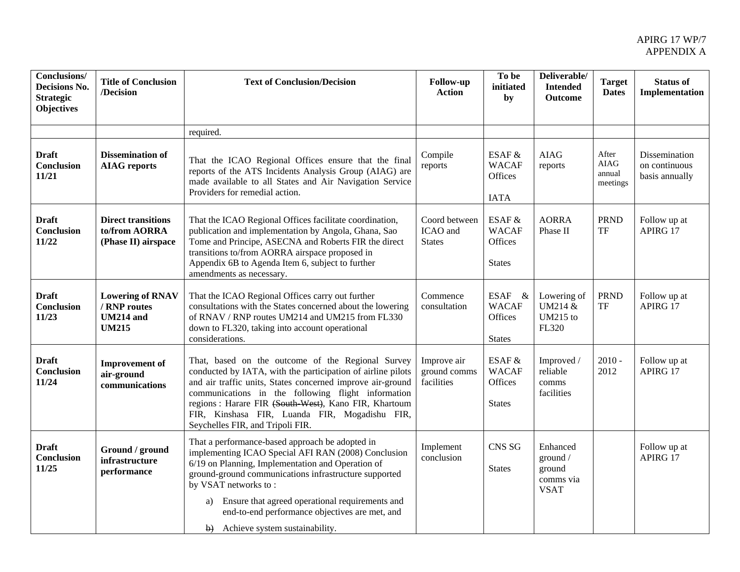| Conclusions/ Decisions No. Strategic Objectives | Title of Conclusion /Decision | Text of Conclusion/Decision | Follow-up Action | To be initiated by | Deliverable/ Intended Outcome | Target Dates | Status of Implementation |
|---|---|---|---|---|---|---|---|
| | | required. | | | | | |
| **Draft Conclusion 11/21** | **Dissemination of AIAG reports** | That the ICAO Regional Offices ensure that the final reports of the ATS Incidents Analysis Group (AIAG) are made available to all States and Air Navigation Service Providers for remedial action. | Compile reports | ESAF & WACAF Offices<br><br>IATA | AIAG reports | After AIAG annual meetings | Dissemination on continuous basis annually |
| **Draft Conclusion 11/22** | **Direct transitions to/from AORRA (Phase II) airspace** | That the ICAO Regional Offices facilitate coordination, publication and implementation by Angola, Ghana, Sao Tome and Principe, ASECNA and Roberts FIR the direct transitions to/from AORRA airspace proposed in Appendix 6B to Agenda Item 6, subject to further amendments as necessary. | Coord between ICAO and States | ESAF & WACAF Offices<br><br>States | AORRA Phase II | PRND TF | Follow up at APIRG 17 |
| **Draft Conclusion 11/23** | **Lowering of RNAV / RNP routes UM214 and UM215** | That the ICAO Regional Offices carry out further consultations with the States concerned about the lowering of RNAV / RNP routes UM214 and UM215 from FL330 down to FL320, taking into account operational considerations. | Commence consultation | ESAF & WACAF Offices<br><br>States | Lowering of UM214 & UM215 to FL320 | PRND TF | Follow up at APIRG 17 |
| **Draft Conclusion 11/24** | **Improvement of air-ground communications** | That, based on the outcome of the Regional Survey conducted by IATA, with the participation of airline pilots and air traffic units, States concerned improve air-ground communications in the following flight information regions : Harare FIR ~~(South-West)~~, Kano FIR, Khartoum FIR, Kinshasa FIR, Luanda FIR, Mogadishu FIR, Seychelles FIR, and Tripoli FIR. | Improve air ground comms facilities | ESAF & WACAF Offices<br><br>States | Improved / reliable comms facilities | 2010 - 2012 | Follow up at APIRG 17 |
| **Draft Conclusion 11/25** | **Ground / ground infrastructure performance** | That a performance-based approach be adopted in implementing ICAO Special AFI RAN (2008) Conclusion 6/19 on Planning, Implementation and Operation of ground-ground communications infrastructure supported by VSAT networks to :<br><br>a) Ensure that agreed operational requirements and end-to-end performance objectives are met, and<br><br>~~b)~~ Achieve system sustainability. | Implement conclusion | CNS SG<br><br>States | Enhanced ground / ground comms via VSAT | | Follow up at APIRG 17 |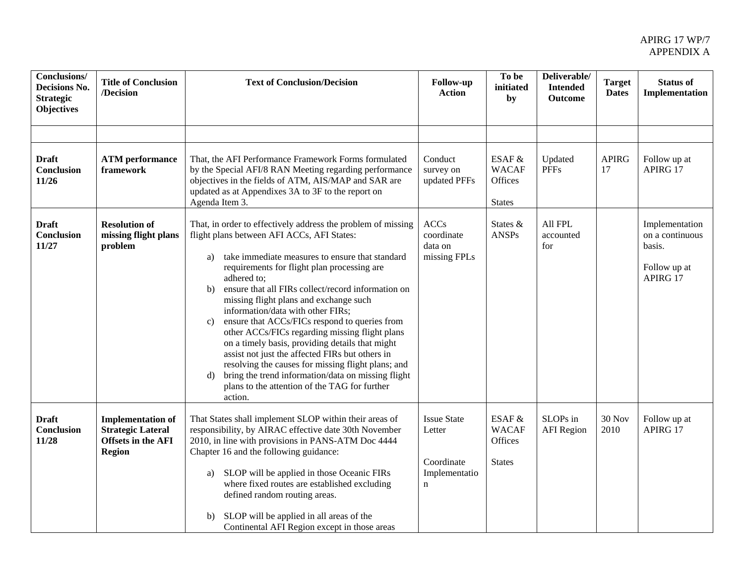APIRG 17 WP/7
APPENDIX A

| Conclusions/ Decisions No. Strategic Objectives | Title of Conclusion /Decision | Text of Conclusion/Decision | Follow-up Action | To be initiated by | Deliverable/ Intended Outcome | Target Dates | Status of Implementation |
|---|---|---|---|---|---|---|---|
| | | | | | | | |
| **Draft Conclusion 11/26** | **ATM performance framework** | That, the AFI Performance Framework Forms formulated by the Special AFI/8 RAN Meeting regarding performance objectives in the fields of ATM, AIS/MAP and SAR are updated as at Appendixes 3A to 3F to the report on Agenda Item 3. | Conduct survey on updated PFFs | ESAF & WACAF Offices<br><br>States | Updated PFFs | APIRG 17 | Follow up at APIRG 17 |
| **Draft Conclusion 11/27** | **Resolution of missing flight plans problem** | That, in order to effectively address the problem of missing flight plans between AFI ACCs, AFI States:<br><br>a) take immediate measures to ensure that standard requirements for flight plan processing are adhered to;<br>b) ensure that all FIRs collect/record information on missing flight plans and exchange such information/data with other FIRs;<br>c) ensure that ACCs/FICs respond to queries from other ACCs/FICs regarding missing flight plans on a timely basis, providing details that might assist not just the affected FIRs but others in resolving the causes for missing flight plans; and<br>d) bring the trend information/data on missing flight plans to the attention of the TAG for further action. | ACCs coordinate data on missing FPLs | States & ANSPs | All FPL accounted for | | Implementation on a continuous basis.<br><br>Follow up at APIRG 17 |
| **Draft Conclusion 11/28** | **Implementation of Strategic Lateral Offsets in the AFI Region** | That States shall implement SLOP within their areas of responsibility, by AIRAC effective date 30th November 2010, in line with provisions in PANS-ATM Doc 4444 Chapter 16 and the following guidance:<br><br>a) SLOP will be applied in those Oceanic FIRs where fixed routes are established excluding defined random routing areas.<br><br>b) SLOP will be applied in all areas of the Continental AFI Region except in those areas | Issue State Letter<br><br>Coordinate Implementation | ESAF & WACAF Offices<br><br>States | SLOPs in AFI Region | 30 Nov 2010 | Follow up at APIRG 17 |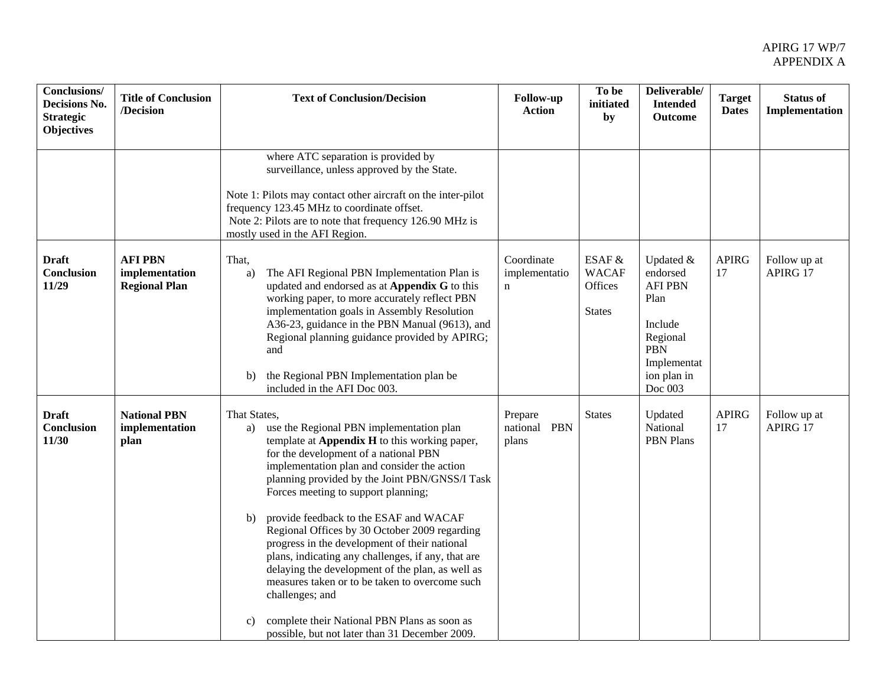| Conclusions/ Decisions No. Strategic Objectives | Title of Conclusion /Decision | Text of Conclusion/Decision | Follow-up Action | To be initiated by | Deliverable/ Intended Outcome | Target Dates | Status of Implementation |
|---|---|---|---|---|---|---|---|
| | | where ATC separation is provided by surveillance, unless approved by the State.<br><br>Note 1: Pilots may contact other aircraft on the inter-pilot frequency 123.45 MHz to coordinate offset.<br>Note 2: Pilots are to note that frequency 126.90 MHz is mostly used in the AFI Region. | | | | | |
| **Draft Conclusion 11/29** | **AFI PBN implementation Regional Plan** | That,<br>a) The AFI Regional PBN Implementation Plan is updated and endorsed as at **Appendix G** to this working paper, to more accurately reflect PBN implementation goals in Assembly Resolution A36-23, guidance in the PBN Manual (9613), and Regional planning guidance provided by APIRG; and<br><br>b) the Regional PBN Implementation plan be included in the AFI Doc 003. | Coordinate implementation | ESAF & WACAF Offices<br><br>States | Updated & endorsed AFI PBN Plan<br><br>Include Regional PBN Implementation plan in Doc 003 | APIRG 17 | Follow up at APIRG 17 |
| **Draft Conclusion 11/30** | **National PBN implementation plan** | That States,<br>a) use the Regional PBN implementation plan template at **Appendix H** to this working paper, for the development of a national PBN implementation plan and consider the action planning provided by the Joint PBN/GNSS/I Task Forces meeting to support planning;<br><br>b) provide feedback to the ESAF and WACAF Regional Offices by 30 October 2009 regarding progress in the development of their national plans, indicating any challenges, if any, that are delaying the development of the plan, as well as measures taken or to be taken to overcome such challenges; and<br><br>c) complete their National PBN Plans as soon as possible, but not later than 31 December 2009. | Prepare national PBN plans | States | Updated National PBN Plans | APIRG 17 | Follow up at APIRG 17 |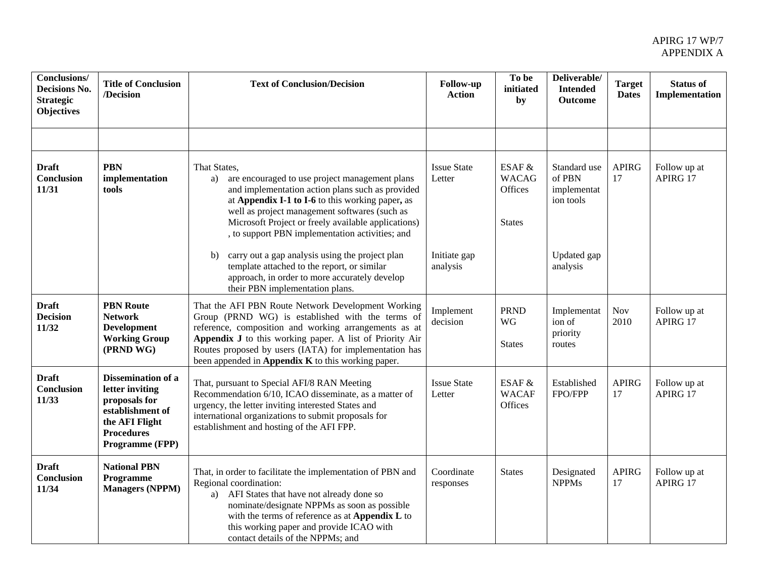APIRG 17 WP/7
APPENDIX A

| Conclusions/ Decisions No. Strategic Objectives | Title of Conclusion /Decision | Text of Conclusion/Decision | Follow-up Action | To be initiated by | Deliverable/ Intended Outcome | Target Dates | Status of Implementation |
|---|---|---|---|---|---|---|---|
| | | | | | | | |
| **Draft Conclusion 11/31** | **PBN implementation tools** | That States,<br>a) are encouraged to use project management plans and implementation action plans such as provided at **Appendix I-1 to I-6** to this working paper**,** as well as project management softwares (such as Microsoft Project or freely available applications) , to support PBN implementation activities; and<br>b) carry out a gap analysis using the project plan template attached to the report, or similar approach, in order to more accurately develop their PBN implementation plans. | Issue State Letter<br><br>Initiate gap analysis | ESAF & WACAG Offices<br><br>States | Standard use of PBN implementat ion tools<br><br>Updated gap analysis | APIRG 17 | Follow up at APIRG 17 |
| **Draft Decision 11/32** | **PBN Route Network Development Working Group (PRND WG)** | That the AFI PBN Route Network Development Working Group (PRND WG) is established with the terms of reference, composition and working arrangements as at **Appendix J** to this working paper. A list of Priority Air Routes proposed by users (IATA) for implementation has been appended in **Appendix K** to this working paper. | Implement decision | PRND WG<br><br>States | Implementat ion of priority routes | Nov 2010 | Follow up at APIRG 17 |
| **Draft Conclusion 11/33** | **Dissemination of a letter inviting proposals for establishment of the AFI Flight Procedures Programme (FPP)** | That, pursuant to Special AFI/8 RAN Meeting Recommendation 6/10, ICAO disseminate, as a matter of urgency, the letter inviting interested States and international organizations to submit proposals for establishment and hosting of the AFI FPP. | Issue State Letter | ESAF & WACAF Offices | Established FPO/FPP | APIRG 17 | Follow up at APIRG 17 |
| **Draft Conclusion 11/34** | **National PBN Programme Managers (NPPM)** | That, in order to facilitate the implementation of PBN and Regional coordination:<br>a) AFI States that have not already done so nominate/designate NPPMs as soon as possible with the terms of reference as at **Appendix L** to this working paper and provide ICAO with contact details of the NPPMs; and | Coordinate responses | States | Designated NPPMs | APIRG 17 | Follow up at APIRG 17 |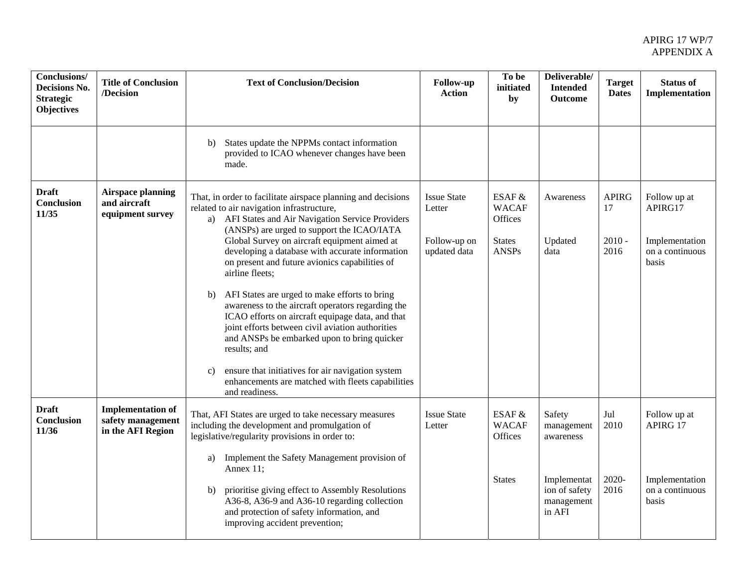| Conclusions/ Decisions No. Strategic Objectives | Title of Conclusion /Decision | Text of Conclusion/Decision | Follow-up Action | To be initiated by | Deliverable/ Intended Outcome | Target Dates | Status of Implementation |
|---|---|---|---|---|---|---|---|
| | | b) States update the NPPMs contact information provided to ICAO whenever changes have been made. | | | | | |
| **Draft Conclusion 11/35** | **Airspace planning and aircraft equipment survey** | That, in order to facilitate airspace planning and decisions related to air navigation infrastructure,<br>a) AFI States and Air Navigation Service Providers (ANSPs) are urged to support the ICAO/IATA Global Survey on aircraft equipment aimed at developing a database with accurate information on present and future avionics capabilities of airline fleets;<br><br>b) AFI States are urged to make efforts to bring awareness to the aircraft operators regarding the ICAO efforts on aircraft equipage data, and that joint efforts between civil aviation authorities and ANSPs be embarked upon to bring quicker results; and<br><br>c) ensure that initiatives for air navigation system enhancements are matched with fleets capabilities and readiness. | Issue State Letter<br><br>Follow-up on updated data | ESAF & WACAF Offices<br><br>States ANSPs | Awareness<br><br>Updated data | APIRG 17<br><br>2010 - 2016 | Follow up at APIRG17<br><br>Implementation on a continuous basis |
| **Draft Conclusion 11/36** | **Implementation of safety management in the AFI Region** | That, AFI States are urged to take necessary measures including the development and promulgation of legislative/regularity provisions in order to:<br><br>a) Implement the Safety Management provision of Annex 11;<br><br>b) prioritise giving effect to Assembly Resolutions A36-8, A36-9 and A36-10 regarding collection and protection of safety information, and improving accident prevention; | Issue State Letter | ESAF & WACAF Offices<br><br>States | Safety management awareness<br><br>Implementation of safety management in AFI | Jul 2010<br><br>2020-2016 | Follow up at APIRG 17<br><br>Implementation on a continuous basis |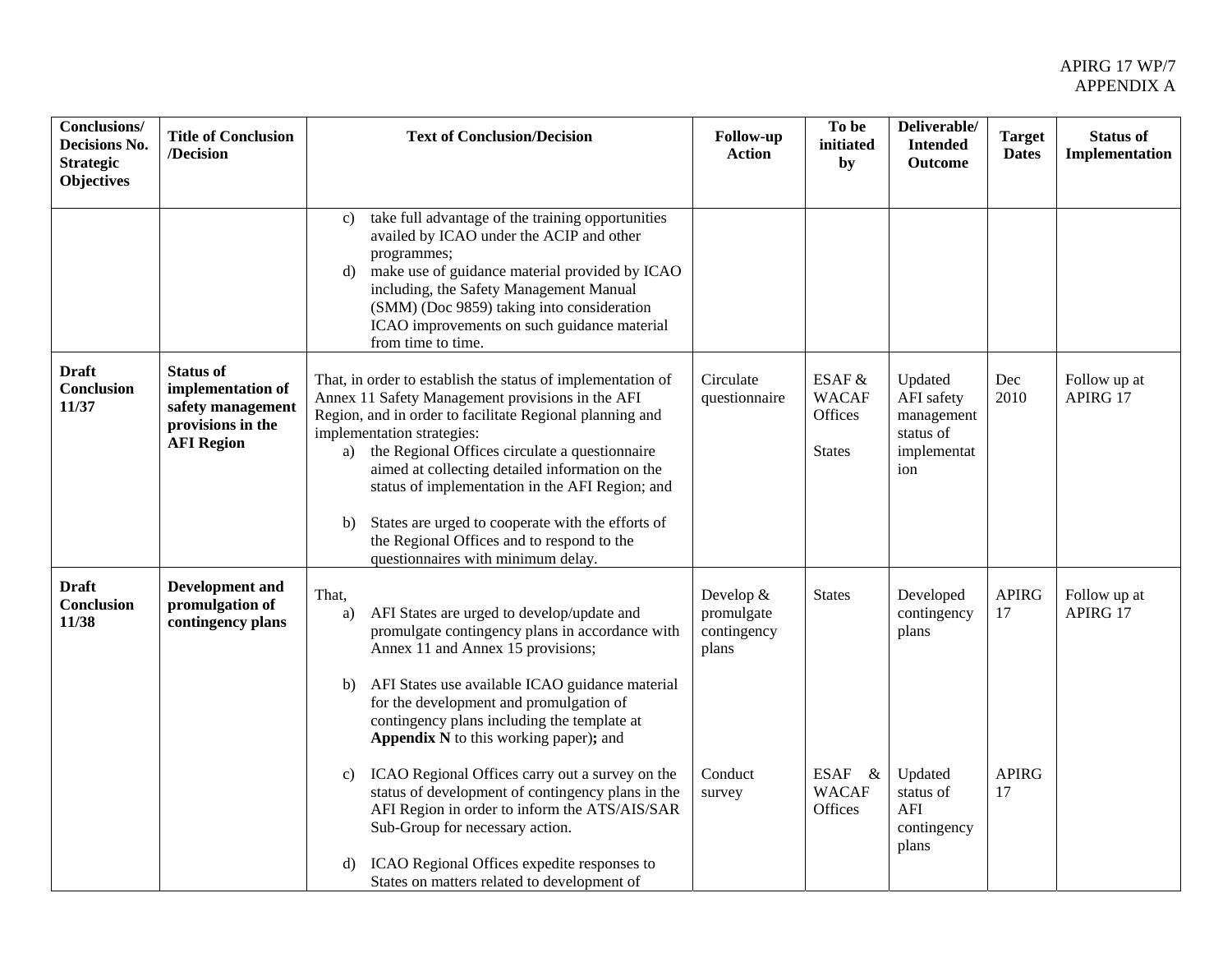APIRG 17 WP/7
APPENDIX A

| Conclusions/ Decisions No. Strategic Objectives | Title of Conclusion /Decision | Text of Conclusion/Decision | Follow-up Action | To be initiated by | Deliverable/ Intended Outcome | Target Dates | Status of Implementation |
|---|---|---|---|---|---|---|---|
| | | c) take full advantage of the training opportunities availed by ICAO under the ACIP and other programmes;<br>d) make use of guidance material provided by ICAO including, the Safety Management Manual (SMM) (Doc 9859) taking into consideration ICAO improvements on such guidance material from time to time. | | | | | |
| **Draft Conclusion 11/37** | **Status of implementation of safety management provisions in the AFI Region** | That, in order to establish the status of implementation of Annex 11 Safety Management provisions in the AFI Region, and in order to facilitate Regional planning and implementation strategies:<br>a) the Regional Offices circulate a questionnaire aimed at collecting detailed information on the status of implementation in the AFI Region; and<br>b) States are urged to cooperate with the efforts of the Regional Offices and to respond to the questionnaires with minimum delay. | Circulate questionnaire | ESAF & WACAF Offices<br><br>States | Updated AFI safety management status of implementation | Dec 2010 | Follow up at APIRG 17 |
| **Draft Conclusion 11/38** | **Development and promulgation of contingency plans** | That,<br>a) AFI States are urged to develop/update and promulgate contingency plans in accordance with Annex 11 and Annex 15 provisions;<br>b) AFI States use available ICAO guidance material for the development and promulgation of contingency plans including the template at **Appendix N** to this working paper**);** and | Develop & promulgate contingency plans | States | Developed contingency plans | APIRG 17 | Follow up at APIRG 17 |
| | | c) ICAO Regional Offices carry out a survey on the status of development of contingency plans in the AFI Region in order to inform the ATS/AIS/SAR Sub-Group for necessary action.<br>d) ICAO Regional Offices expedite responses to States on matters related to development of | Conduct survey | ESAF & WACAF Offices | Updated status of AFI contingency plans | APIRG 17 | |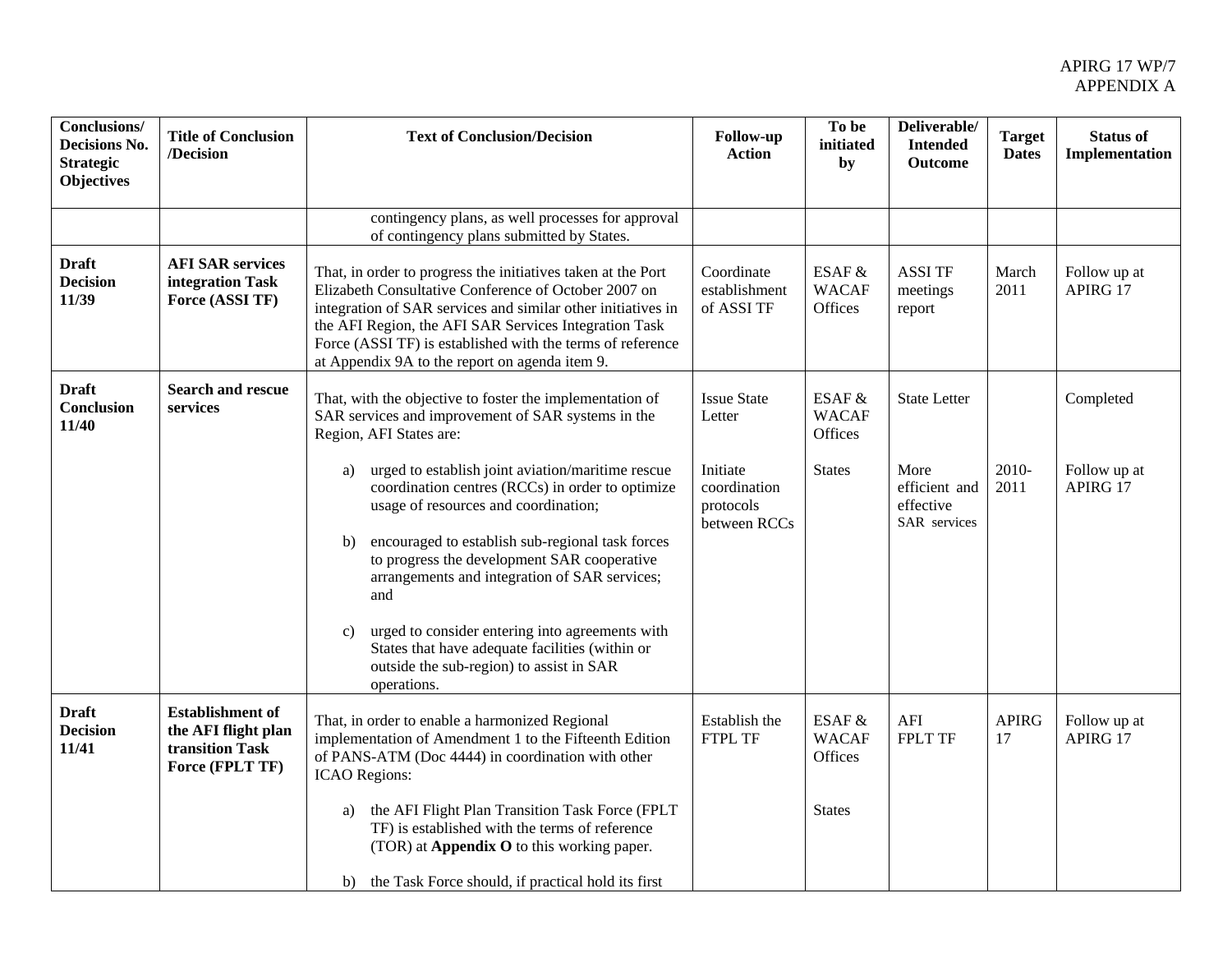| Conclusions/ Decisions No. Strategic Objectives | Title of Conclusion /Decision | Text of Conclusion/Decision | Follow-up Action | To be initiated by | Deliverable/ Intended Outcome | Target Dates | Status of Implementation |
|---|---|---|---|---|---|---|---|
| | | contingency plans, as well processes for approval of contingency plans submitted by States. | | | | | |
| **Draft Decision 11/39** | **AFI SAR services integration Task Force (ASSI TF)** | That, in order to progress the initiatives taken at the Port Elizabeth Consultative Conference of October 2007 on integration of SAR services and similar other initiatives in the AFI Region, the AFI SAR Services Integration Task Force (ASSI TF) is established with the terms of reference at Appendix 9A to the report on agenda item 9. | Coordinate establishment of ASSI TF | ESAF & WACAF Offices | ASSI TF meetings report | March 2011 | Follow up at APIRG 17 |
| **Draft Conclusion 11/40** | **Search and rescue services** | That, with the objective to foster the implementation of SAR services and improvement of SAR systems in the Region, AFI States are: | Issue State Letter | ESAF & WACAF Offices | State Letter | | Completed |
| | | a) urged to establish joint aviation/maritime rescue coordination centres (RCCs) in order to optimize usage of resources and coordination;<br><br>b) encouraged to establish sub-regional task forces to progress the development SAR cooperative arrangements and integration of SAR services; and<br><br>c) urged to consider entering into agreements with States that have adequate facilities (within or outside the sub-region) to assist in SAR operations. | Initiate coordination protocols between RCCs | States | More efficient and effective SAR services | 2010-2011 | Follow up at APIRG 17 |
| **Draft Decision 11/41** | **Establishment of the AFI flight plan transition Task Force (FPLT TF)** | That, in order to enable a harmonized Regional implementation of Amendment 1 to the Fifteenth Edition of PANS-ATM (Doc 4444) in coordination with other ICAO Regions: | Establish the FTPL TF | ESAF & WACAF Offices | AFI FPLT TF | APIRG 17 | Follow up at APIRG 17 |
| | | a) the AFI Flight Plan Transition Task Force (FPLT TF) is established with the terms of reference (TOR) at **Appendix O** to this working paper.<br><br>b) the Task Force should, if practical hold its first | | States | | | |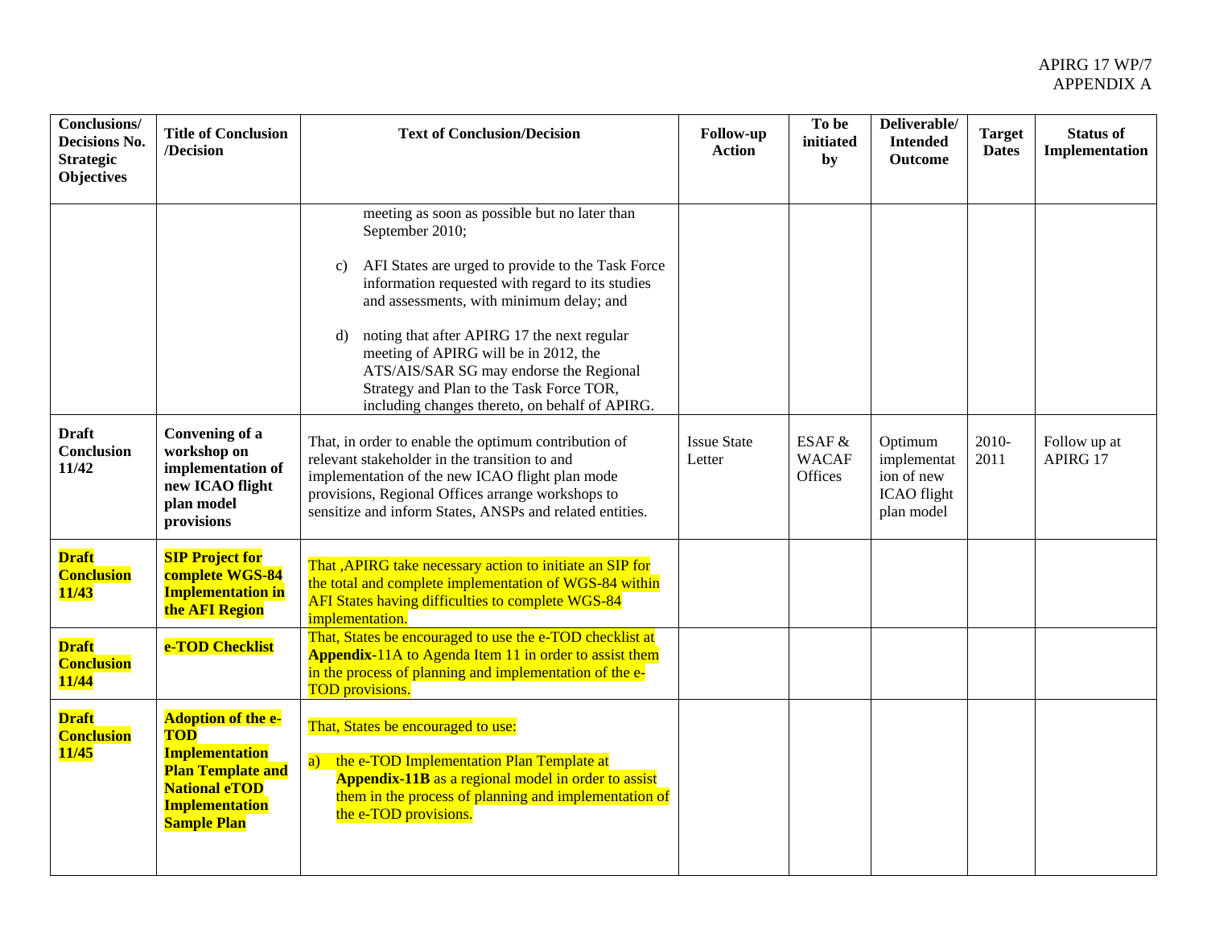| Conclusions/ Decisions No. Strategic Objectives | Title of Conclusion /Decision | Text of Conclusion/Decision | Follow-up Action | To be initiated by | Deliverable/ Intended Outcome | Target Dates | Status of Implementation |
|---|---|---|---|---|---|---|---|
| | | meeting as soon as possible but no later than September 2010;<br><br>c) AFI States are urged to provide to the Task Force information requested with regard to its studies and assessments, with minimum delay; and<br><br>d) noting that after APIRG 17 the next regular meeting of APIRG will be in 2012, the ATS/AIS/SAR SG may endorse the Regional Strategy and Plan to the Task Force TOR, including changes thereto, on behalf of APIRG. | | | | | |
| **Draft Conclusion 11/42** | **Convening of a workshop on implementation of new ICAO flight plan model provisions** | That, in order to enable the optimum contribution of relevant stakeholder in the transition to and implementation of the new ICAO flight plan mode provisions, Regional Offices arrange workshops to sensitize and inform States, ANSPs and related entities. | Issue State Letter | ESAF & WACAF Offices | Optimum implementation of new ICAO flight plan model | 2010-2011 | Follow up at APIRG 17 |
| **Draft Conclusion 11/43** | **SIP Project for complete WGS-84 Implementation in the AFI Region** | That ,APIRG take necessary action to initiate an SIP for the total and complete implementation of WGS-84 within AFI States having difficulties to complete WGS-84 implementation. | | | | | |
| **Draft Conclusion 11/44** | **e-TOD Checklist** | That, States be encouraged to use the e-TOD checklist at **Appendix**-11A to Agenda Item 11 in order to assist them in the process of planning and implementation of the e-TOD provisions. | | | | | |
| **Draft Conclusion 11/45** | **Adoption of the e-TOD Implementation Plan Template and National eTOD Implementation Sample Plan** | That, States be encouraged to use:<br><br>a) the e-TOD Implementation Plan Template at **Appendix-11B** as a regional model in order to assist them in the process of planning and implementation of the e-TOD provisions. | | | | | |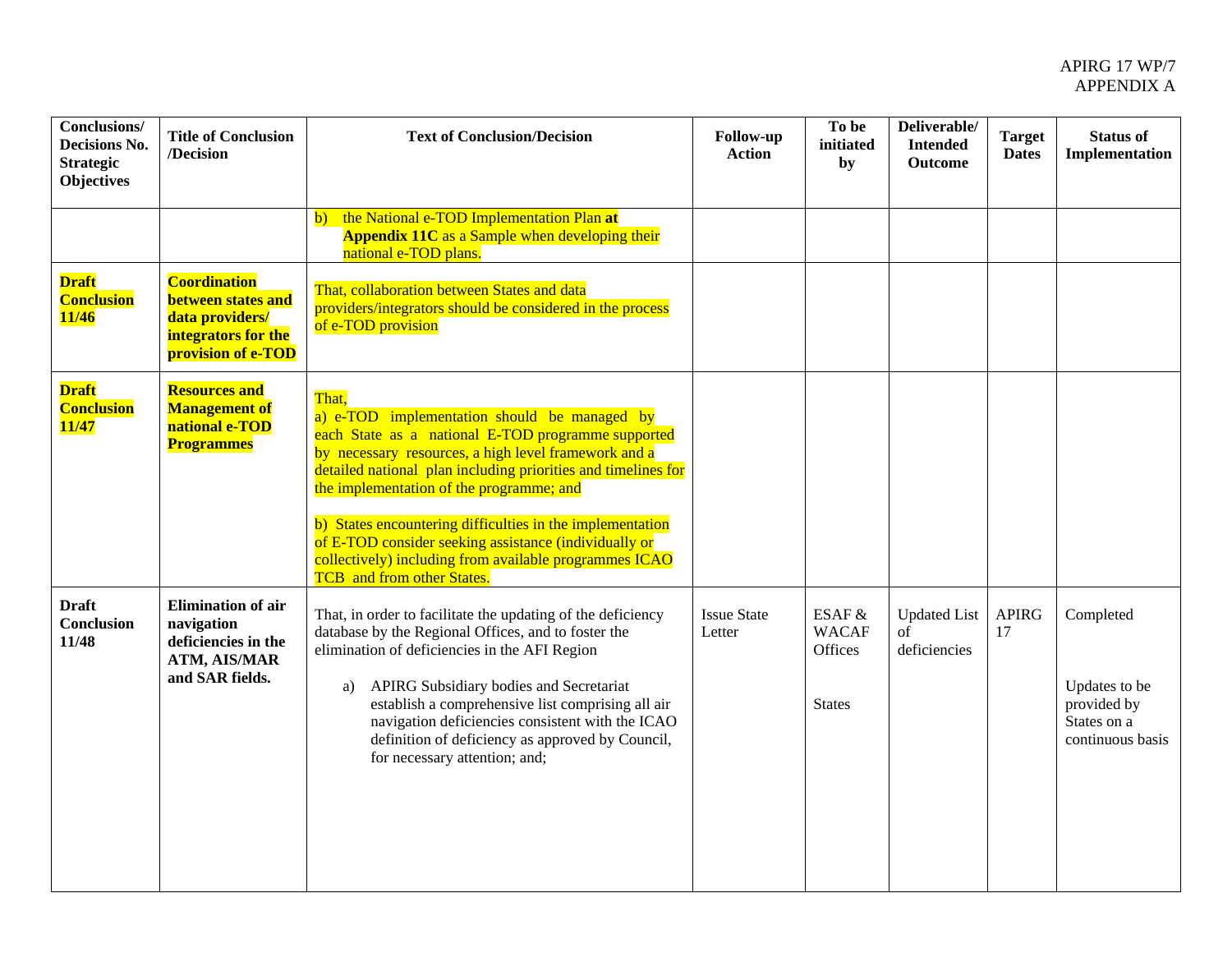| Conclusions/ Decisions No. Strategic Objectives | Title of Conclusion /Decision | Text of Conclusion/Decision | Follow-up Action | To be initiated by | Deliverable/ Intended Outcome | Target Dates | Status of Implementation |
|---|---|---|---|---|---|---|---|
| | | b) the National e-TOD Implementation Plan **at Appendix 11C** as a Sample when developing their national e-TOD plans. | | | | | |
| **Draft Conclusion 11/46** | **Coordination between states and data providers/ integrators for the provision of e-TOD** | That, collaboration between States and data providers/integrators should be considered in the process of e-TOD provision | | | | | |
| **Draft Conclusion 11/47** | **Resources and Management of national e-TOD Programmes** | That,<br>a) e-TOD implementation should be managed by each State as a national E-TOD programme supported by necessary resources, a high level framework and a detailed national plan including priorities and timelines for the implementation of the programme; and<br><br>b) States encountering difficulties in the implementation of E-TOD consider seeking assistance (individually or collectively) including from available programmes ICAO TCB and from other States. | | | | | |
| **Draft Conclusion 11/48** | **Elimination of air navigation deficiencies in the ATM, AIS/MAR and SAR fields.** | That, in order to facilitate the updating of the deficiency database by the Regional Offices, and to foster the elimination of deficiencies in the AFI Region<br><br>a) APIRG Subsidiary bodies and Secretariat establish a comprehensive list comprising all air navigation deficiencies consistent with the ICAO definition of deficiency as approved by Council, for necessary attention; and; | Issue State Letter | ESAF & WACAF Offices<br><br>States | Updated List of deficiencies | APIRG 17 | Completed<br><br>Updates to be provided by States on a continuous basis |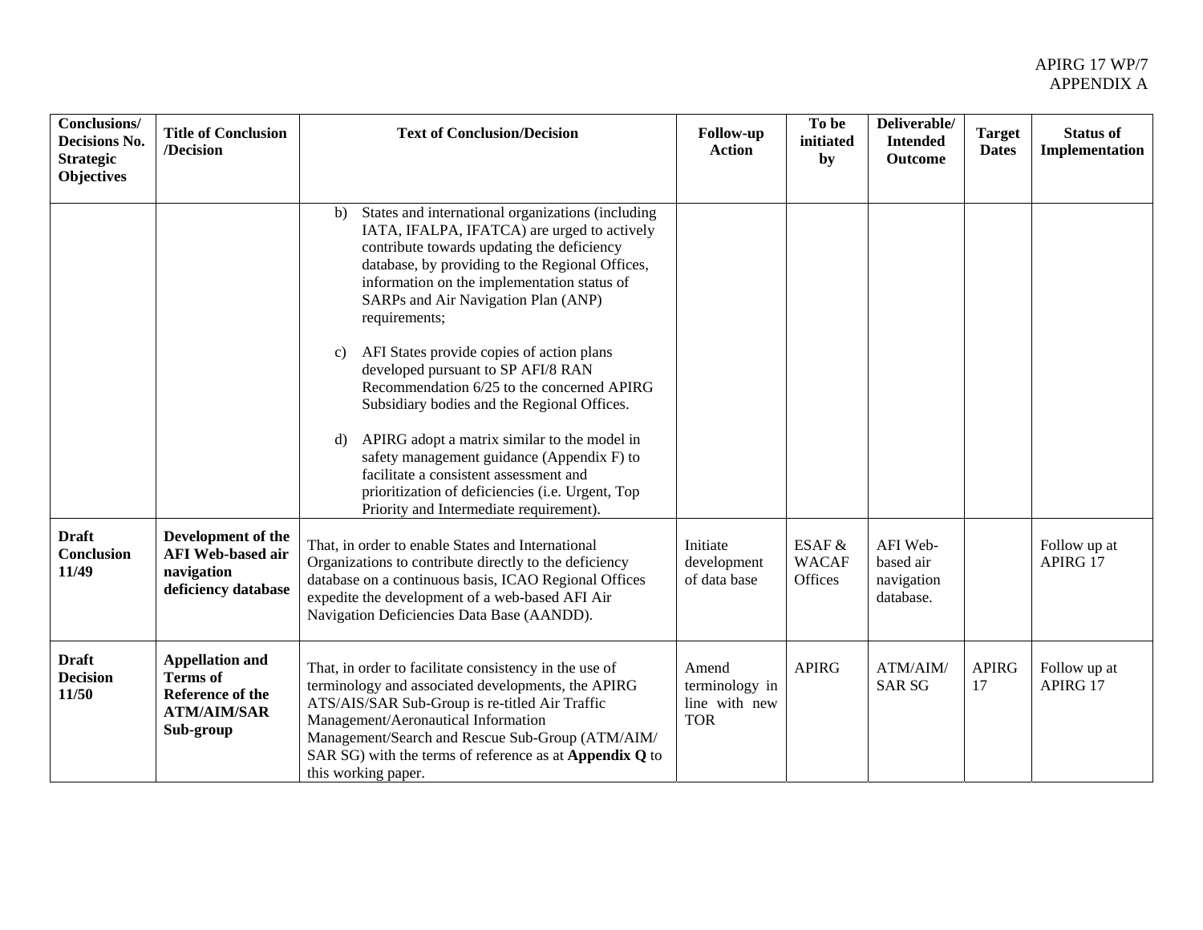| Conclusions/ Decisions No. Strategic Objectives | Title of Conclusion /Decision | Text of Conclusion/Decision | Follow-up Action | To be initiated by | Deliverable/ Intended Outcome | Target Dates | Status of Implementation |
|---|---|---|---|---|---|---|---|
| | | b) States and international organizations (including IATA, IFALPA, IFATCA) are urged to actively contribute towards updating the deficiency database, by providing to the Regional Offices, information on the implementation status of SARPs and Air Navigation Plan (ANP) requirements;<br><br>c) AFI States provide copies of action plans developed pursuant to SP AFI/8 RAN Recommendation 6/25 to the concerned APIRG Subsidiary bodies and the Regional Offices.<br><br>d) APIRG adopt a matrix similar to the model in safety management guidance (Appendix F) to facilitate a consistent assessment and prioritization of deficiencies (i.e. Urgent, Top Priority and Intermediate requirement). | | | | | |
| **Draft Conclusion 11/49** | **Development of the AFI Web-based air navigation deficiency database** | That, in order to enable States and International Organizations to contribute directly to the deficiency database on a continuous basis, ICAO Regional Offices expedite the development of a web-based AFI Air Navigation Deficiencies Data Base (AANDD). | Initiate development of data base | ESAF & WACAF Offices | AFI Web-based air navigation database. | | Follow up at APIRG 17 |
| **Draft Decision 11/50** | **Appellation and Terms of Reference of the ATM/AIM/SAR Sub-group** | That, in order to facilitate consistency in the use of terminology and associated developments, the APIRG ATS/AIS/SAR Sub-Group is re-titled Air Traffic Management/Aeronautical Information Management/Search and Rescue Sub-Group (ATM/AIM/ SAR SG) with the terms of reference as at **Appendix Q** to this working paper. | Amend terminology in line with new TOR | APIRG | ATM/AIM/ SAR SG | APIRG 17 | Follow up at APIRG 17 |